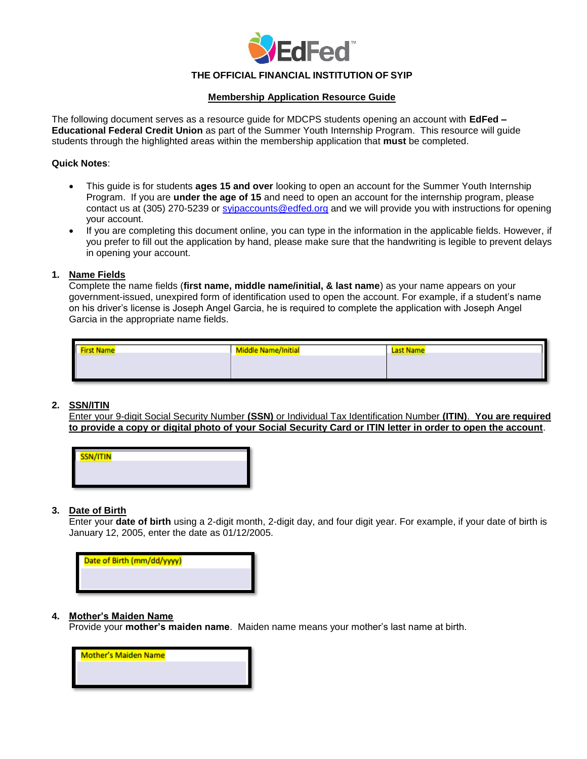EdFed™

**THE OFFICIAL FINANCIAL INSTITUTION OF SYIP**

## Membership Application Resource Guide

The following document serves as a resource guide for MDCPS students opening an account with **EdFed – Educational Federal Credit Union** as part of the Summer Youth Internship Program. This resource will guide students through the highlighted areas within the membership application that **must** be completed.

**Quick Notes**:

- This guide is for students **ages 15 and over** looking to open an account for the Summer Youth Internship Program. If you are **under the age of 15** and need to open an account for the internship program, please contact us at (305) 270-5239 or syipaccounts@edfed.org and we will provide you with instructions for opening your account.
- If you are completing this document online, you can type in the information in the applicable fields. However, if you prefer to fill out the application by hand, please make sure that the handwriting is legible to prevent delays in opening your account.

1. **Name Fields**
   Complete the name fields (**first name, middle name/initial, & last name**) as your name appears on your government-issued, unexpired form of identification used to open the account. For example, if a student's name on his driver's license is Joseph Angel Garcia, he is required to complete the application with Joseph Angel Garcia in the appropriate name fields.

| First Name | Middle Name/Initial | Last Name |
|---|---|---|
| | | |

2. **SSN/ITIN**
   Enter your 9-digit Social Security Number **(SSN)** or Individual Tax Identification Number **(ITIN)**. **You are required to provide a copy or digital photo of your Social Security Card or ITIN letter in order to open the account**.

| SSN/ITIN |
|---|
| |

3. **Date of Birth**
   Enter your **date of birth** using a 2-digit month, 2-digit day, and four digit year. For example, if your date of birth is January 12, 2005, enter the date as 01/12/2005.

| Date of Birth (mm/dd/yyyy) |
|---|
| |

4. **Mother's Maiden Name**
   Provide your **mother's maiden name**. Maiden name means your mother's last name at birth.

| Mother's Maiden Name |
|---|
| |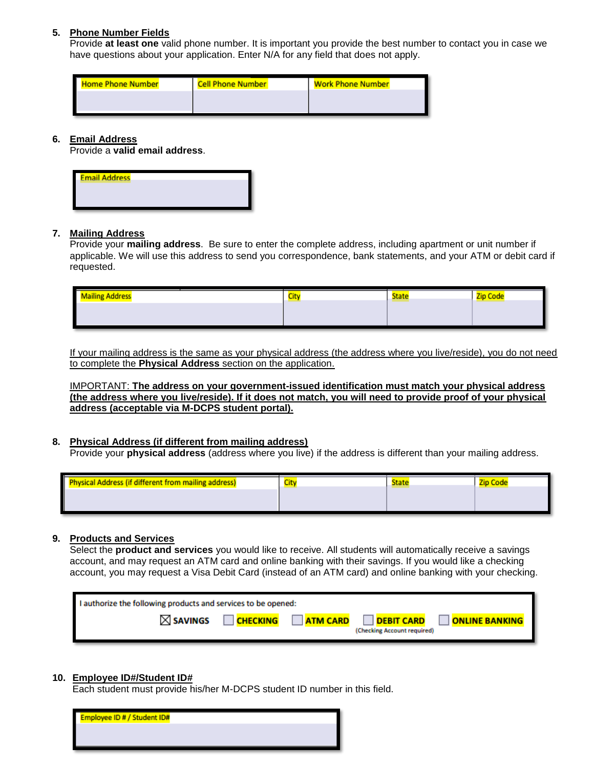5. **Phone Number Fields**
   Provide **at least one** valid phone number. It is important you provide the best number to contact you in case we have questions about your application. Enter N/A for any field that does not apply.

| Home Phone Number | Cell Phone Number | Work Phone Number |
|---|---|---|
| | | |

6. **Email Address**
   Provide a **valid email address**.

| Email Address |
|---|
| |

7. **Mailing Address**
   Provide your **mailing address**. Be sure to enter the complete address, including apartment or unit number if applicable. We will use this address to send you correspondence, bank statements, and your ATM or debit card if requested.

| Mailing Address | City | State | Zip Code |
|---|---|---|---|
| | | | |

   If your mailing address is the same as your physical address (the address where you live/reside), you do not need to complete the **Physical Address** section on the application.

   IMPORTANT: **The address on your government-issued identification must match your physical address (the address where you live/reside). If it does not match, you will need to provide proof of your physical address (acceptable via M-DCPS student portal).**

8. **Physical Address (if different from mailing address)**
   Provide your **physical address** (address where you live) if the address is different than your mailing address.

| Physical Address (if different from mailing address) | City | State | Zip Code |
|---|---|---|---|
| | | | |

9. **Products and Services**
   Select the **product and services** you would like to receive. All students will automatically receive a savings account, and may request an ATM card and online banking with their savings. If you would like a checking account, you may request a Visa Debit Card (instead of an ATM card) and online banking with your checking.

   I authorize the following products and services to be opened:

   ☒ SAVINGS ☐ CHECKING ☐ ATM CARD ☐ DEBIT CARD (Checking Account required) ☐ ONLINE BANKING

10. **Employee ID#/Student ID#**
    Each student must provide his/her M-DCPS student ID number in this field.

| Employee ID # / Student ID# |
|---|
| |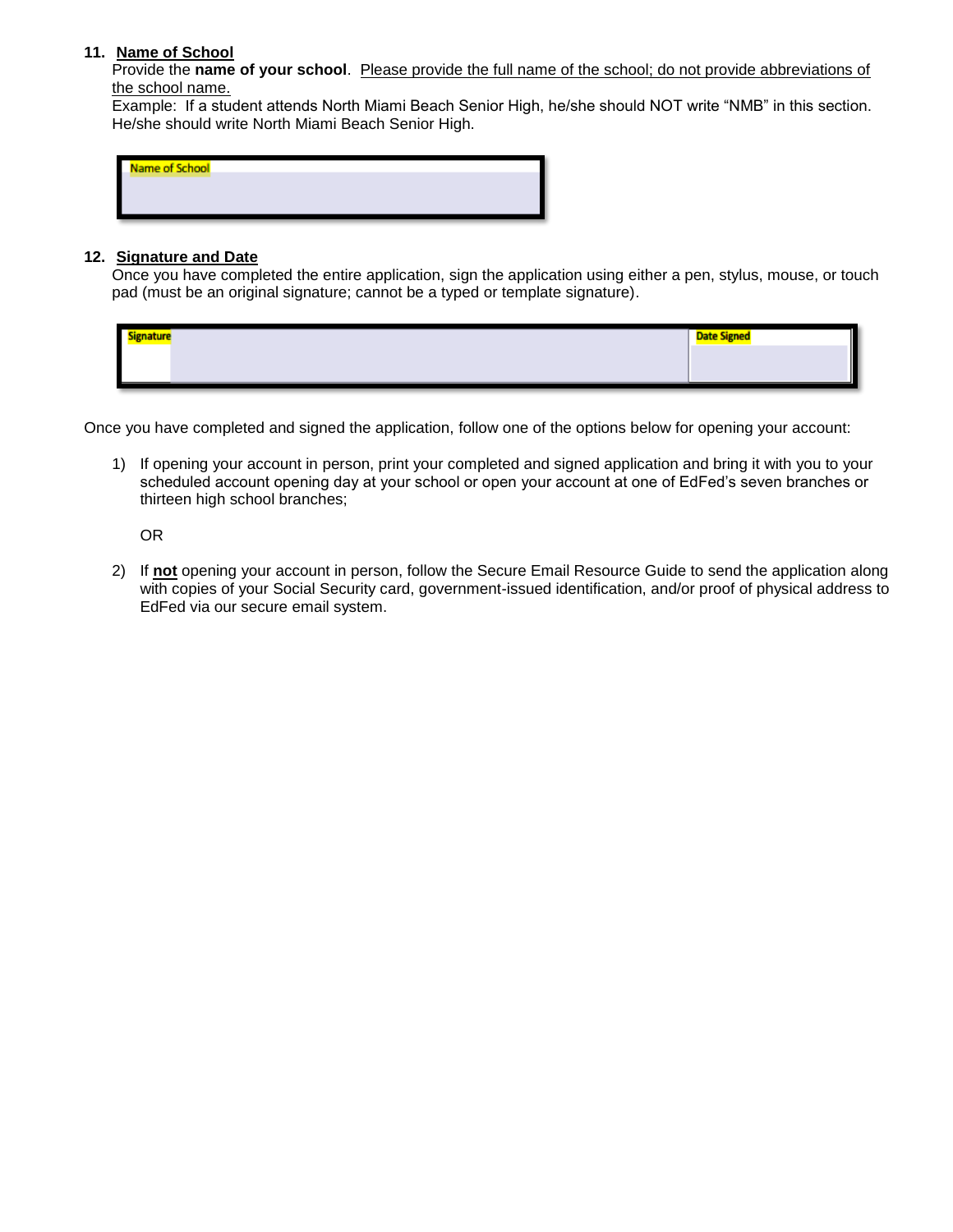**11. Name of School**

Provide the **name of your school**. Please provide the full name of the school; do not provide abbreviations of the school name.

Example: If a student attends North Miami Beach Senior High, he/she should NOT write "NMB" in this section. He/she should write North Miami Beach Senior High.

| Name of School |
| --- |
| |

**12. Signature and Date**

Once you have completed the entire application, sign the application using either a pen, stylus, mouse, or touch pad (must be an original signature; cannot be a typed or template signature).

| Signature | Date Signed |
| --- | --- |
| | |

Once you have completed and signed the application, follow one of the options below for opening your account:

1) If opening your account in person, print your completed and signed application and bring it with you to your scheduled account opening day at your school or open your account at one of EdFed's seven branches or thirteen high school branches;

   OR

2) If **not** opening your account in person, follow the Secure Email Resource Guide to send the application along with copies of your Social Security card, government-issued identification, and/or proof of physical address to EdFed via our secure email system.